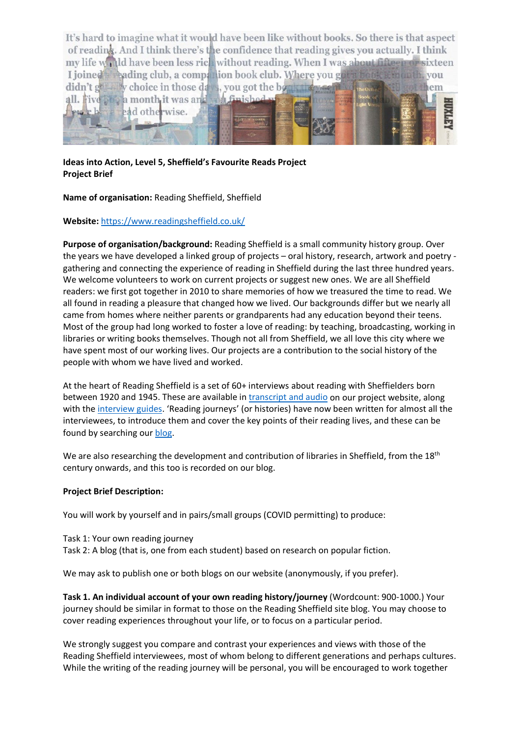**Ideas into Action, Level 5, Sheffield's Favourite Reads Project**
**Project Brief**

**Name of organisation:** Reading Sheffield, Sheffield

**Website:** https://www.readingsheffield.co.uk/

**Purpose of organisation/background:** Reading Sheffield is a small community history group. Over the years we have developed a linked group of projects – oral history, research, artwork and poetry - gathering and connecting the experience of reading in Sheffield during the last three hundred years. We welcome volunteers to work on current projects or suggest new ones. We are all Sheffield readers: we first got together in 2010 to share memories of how we treasured the time to read. We all found in reading a pleasure that changed how we lived. Our backgrounds differ but we nearly all came from homes where neither parents or grandparents had any education beyond their teens. Most of the group had long worked to foster a love of reading: by teaching, broadcasting, working in libraries or writing books themselves. Though not all from Sheffield, we all love this city where we have spent most of our working lives. Our projects are a contribution to the social history of the people with whom we have lived and worked.

At the heart of Reading Sheffield is a set of 60+ interviews about reading with Sheffielders born between 1920 and 1945. These are available in transcript and audio on our project website, along with the interview guides. 'Reading journeys' (or histories) have now been written for almost all the interviewees, to introduce them and cover the key points of their reading lives, and these can be found by searching our blog.

We are also researching the development and contribution of libraries in Sheffield, from the 18th century onwards, and this too is recorded on our blog.

**Project Brief Description:**

You will work by yourself and in pairs/small groups (COVID permitting) to produce:

Task 1: Your own reading journey
Task 2: A blog (that is, one from each student) based on research on popular fiction.

We may ask to publish one or both blogs on our website (anonymously, if you prefer).

**Task 1. An individual account of your own reading history/journey** (Wordcount: 900-1000.) Your journey should be similar in format to those on the Reading Sheffield site blog. You may choose to cover reading experiences throughout your life, or to focus on a particular period.

We strongly suggest you compare and contrast your experiences and views with those of the Reading Sheffield interviewees, most of whom belong to different generations and perhaps cultures. While the writing of the reading journey will be personal, you will be encouraged to work together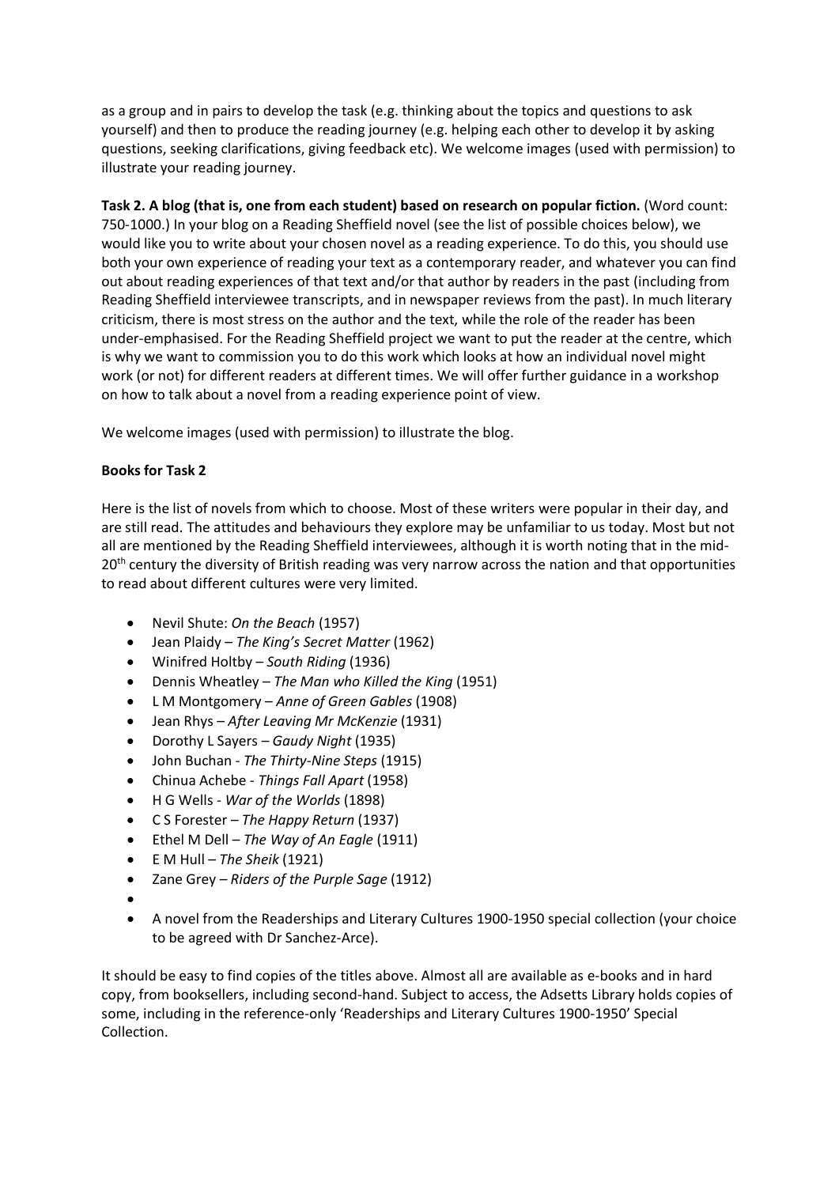as a group and in pairs to develop the task (e.g. thinking about the topics and questions to ask yourself) and then to produce the reading journey (e.g. helping each other to develop it by asking questions, seeking clarifications, giving feedback etc). We welcome images (used with permission) to illustrate your reading journey.

**Task 2. A blog (that is, one from each student) based on research on popular fiction.** (Word count: 750-1000.) In your blog on a Reading Sheffield novel (see the list of possible choices below), we would like you to write about your chosen novel as a reading experience. To do this, you should use both your own experience of reading your text as a contemporary reader, and whatever you can find out about reading experiences of that text and/or that author by readers in the past (including from Reading Sheffield interviewee transcripts, and in newspaper reviews from the past). In much literary criticism, there is most stress on the author and the text, while the role of the reader has been under-emphasised. For the Reading Sheffield project we want to put the reader at the centre, which is why we want to commission you to do this work which looks at how an individual novel might work (or not) for different readers at different times. We will offer further guidance in a workshop on how to talk about a novel from a reading experience point of view.

We welcome images (used with permission) to illustrate the blog.

**Books for Task 2**

Here is the list of novels from which to choose. Most of these writers were popular in their day, and are still read. The attitudes and behaviours they explore may be unfamiliar to us today. Most but not all are mentioned by the Reading Sheffield interviewees, although it is worth noting that in the mid-20th century the diversity of British reading was very narrow across the nation and that opportunities to read about different cultures were very limited.

- Nevil Shute: *On the Beach* (1957)
- Jean Plaidy – *The King's Secret Matter* (1962)
- Winifred Holtby – *South Riding* (1936)
- Dennis Wheatley – *The Man who Killed the King* (1951)
- L M Montgomery – *Anne of Green Gables* (1908)
- Jean Rhys – *After Leaving Mr McKenzie* (1931)
- Dorothy L Sayers – *Gaudy Night* (1935)
- John Buchan - *The Thirty-Nine Steps* (1915)
- Chinua Achebe - *Things Fall Apart* (1958)
- H G Wells - *War of the Worlds* (1898)
- C S Forester – *The Happy Return* (1937)
- Ethel M Dell – *The Way of An Eagle* (1911)
- E M Hull – *The Sheik* (1921)
- Zane Grey – *Riders of the Purple Sage* (1912)
- A novel from the Readerships and Literary Cultures 1900-1950 special collection (your choice to be agreed with Dr Sanchez-Arce).

It should be easy to find copies of the titles above. Almost all are available as e-books and in hard copy, from booksellers, including second-hand. Subject to access, the Adsetts Library holds copies of some, including in the reference-only 'Readerships and Literary Cultures 1900-1950' Special Collection.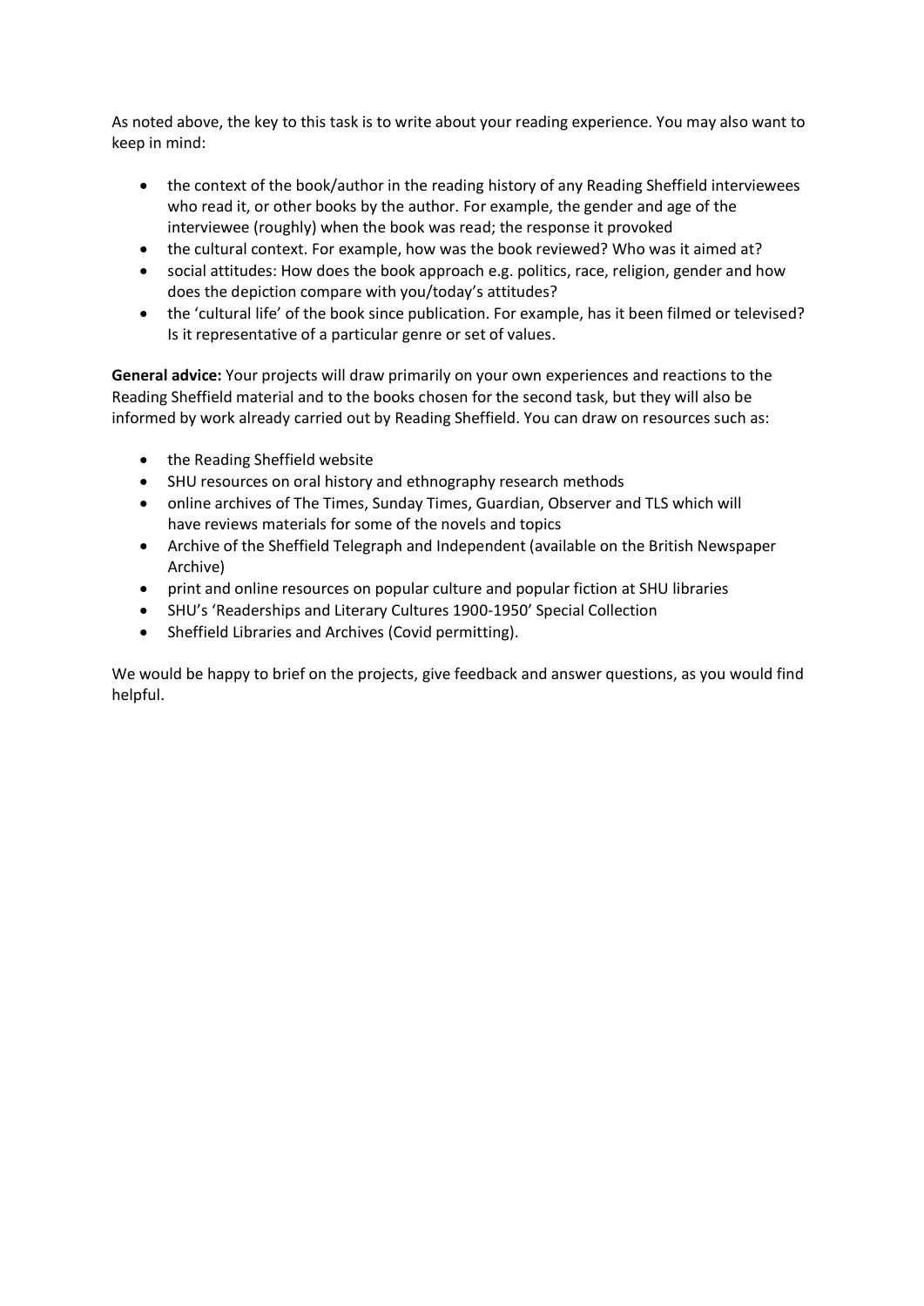As noted above, the key to this task is to write about your reading experience. You may also want to keep in mind:

- the context of the book/author in the reading history of any Reading Sheffield interviewees who read it, or other books by the author. For example, the gender and age of the interviewee (roughly) when the book was read; the response it provoked
- the cultural context. For example, how was the book reviewed? Who was it aimed at?
- social attitudes: How does the book approach e.g. politics, race, religion, gender and how does the depiction compare with you/today's attitudes?
- the 'cultural life' of the book since publication. For example, has it been filmed or televised? Is it representative of a particular genre or set of values.

**General advice:** Your projects will draw primarily on your own experiences and reactions to the Reading Sheffield material and to the books chosen for the second task, but they will also be informed by work already carried out by Reading Sheffield. You can draw on resources such as:

- the Reading Sheffield website
- SHU resources on oral history and ethnography research methods
- online archives of The Times, Sunday Times, Guardian, Observer and TLS which will have reviews materials for some of the novels and topics
- Archive of the Sheffield Telegraph and Independent (available on the British Newspaper Archive)
- print and online resources on popular culture and popular fiction at SHU libraries
- SHU's 'Readerships and Literary Cultures 1900-1950' Special Collection
- Sheffield Libraries and Archives (Covid permitting).

We would be happy to brief on the projects, give feedback and answer questions, as you would find helpful.